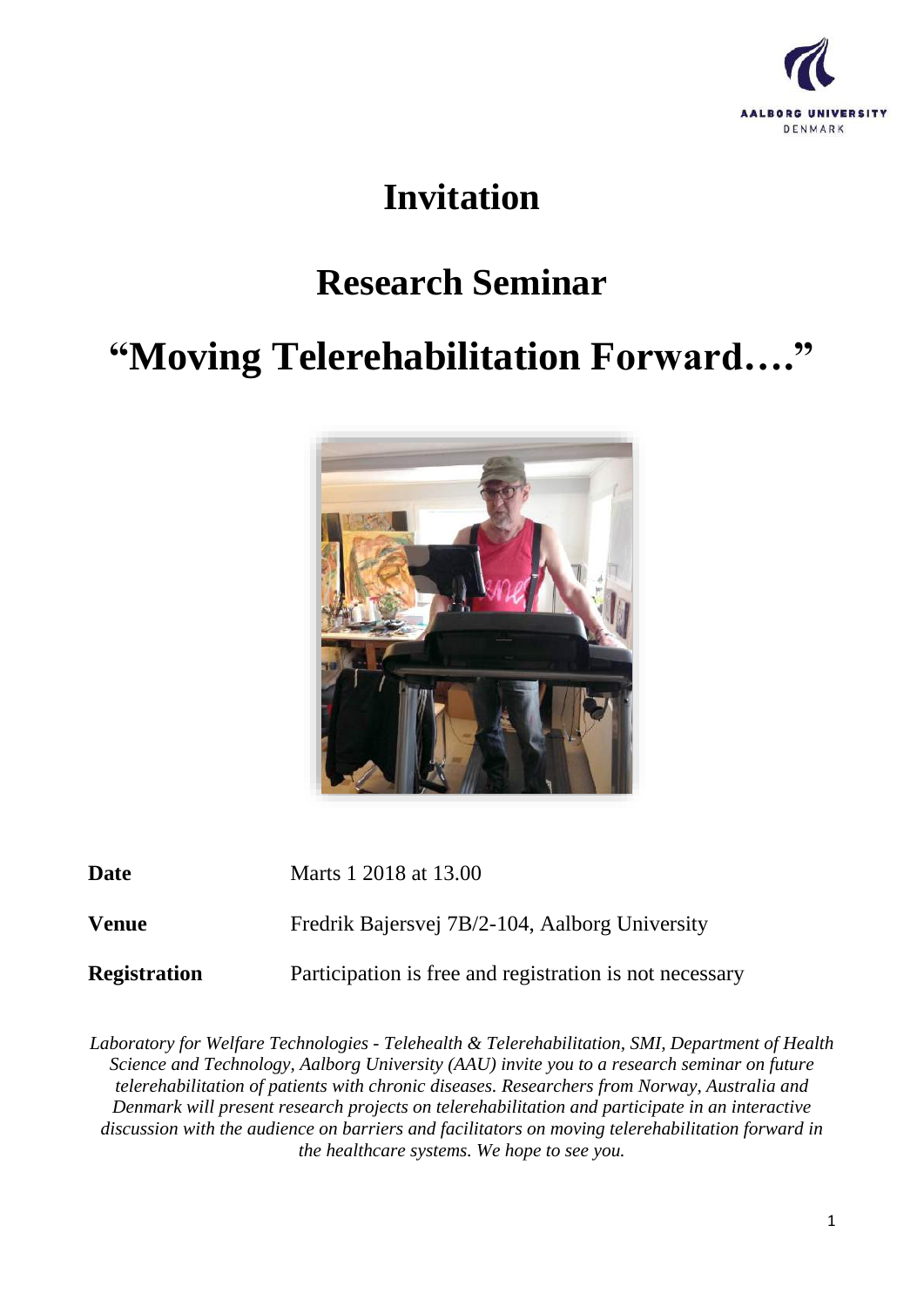AALBORG UNIVERSITY
DENMARK

# Invitation

## Research Seminar

## "Moving Telerehabilitation Forward…."

| | |
|---|---|
| **Date** | Marts 1 2018 at 13.00 |
| **Venue** | Fredrik Bajersvej 7B/2-104, Aalborg University |
| **Registration** | Participation is free and registration is not necessary |

*Laboratory for Welfare Technologies - Telehealth & Telerehabilitation, SMI, Department of Health Science and Technology, Aalborg University (AAU) invite you to a research seminar on future telerehabilitation of patients with chronic diseases. Researchers from Norway, Australia and Denmark will present research projects on telerehabilitation and participate in an interactive discussion with the audience on barriers and facilitators on moving telerehabilitation forward in the healthcare systems. We hope to see you.*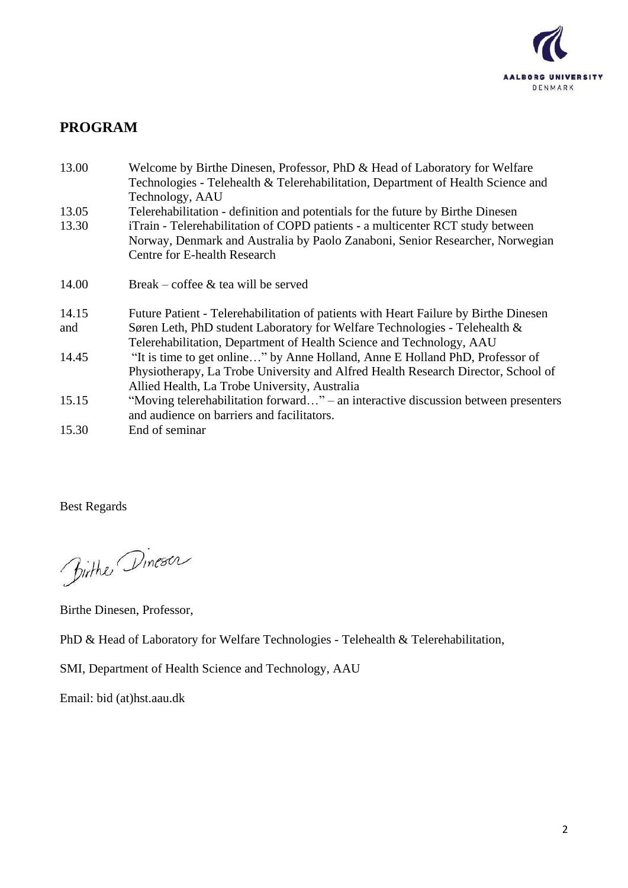## PROGRAM

| | |
|---|---|
| 13.00 | Welcome by Birthe Dinesen, Professor, PhD & Head of Laboratory for Welfare Technologies - Telehealth & Telerehabilitation, Department of Health Science and Technology, AAU |
| 13.05 | Telerehabilitation - definition and potentials for the future by Birthe Dinesen |
| 13.30 | iTrain - Telerehabilitation of COPD patients - a multicenter RCT study between Norway, Denmark and Australia by Paolo Zanaboni, Senior Researcher, Norwegian Centre for E-health Research |
| 14.00 | Break – coffee & tea will be served |
| 14.15 | Future Patient - Telerehabilitation of patients with Heart Failure by Birthe Dinesen and Søren Leth, PhD student Laboratory for Welfare Technologies - Telehealth & Telerehabilitation, Department of Health Science and Technology, AAU |
| 14.45 | "It is time to get online…" by Anne Holland, Anne E Holland PhD, Professor of Physiotherapy, La Trobe University and Alfred Health Research Director, School of Allied Health, La Trobe University, Australia |
| 15.15 | "Moving telerehabilitation forward…" – an interactive discussion between presenters and audience on barriers and facilitators. |
| 15.30 | End of seminar |

Best Regards

Birthe Dinesen

Birthe Dinesen, Professor,

PhD & Head of Laboratory for Welfare Technologies - Telehealth & Telerehabilitation,

SMI, Department of Health Science and Technology, AAU

Email: bid (at)hst.aau.dk